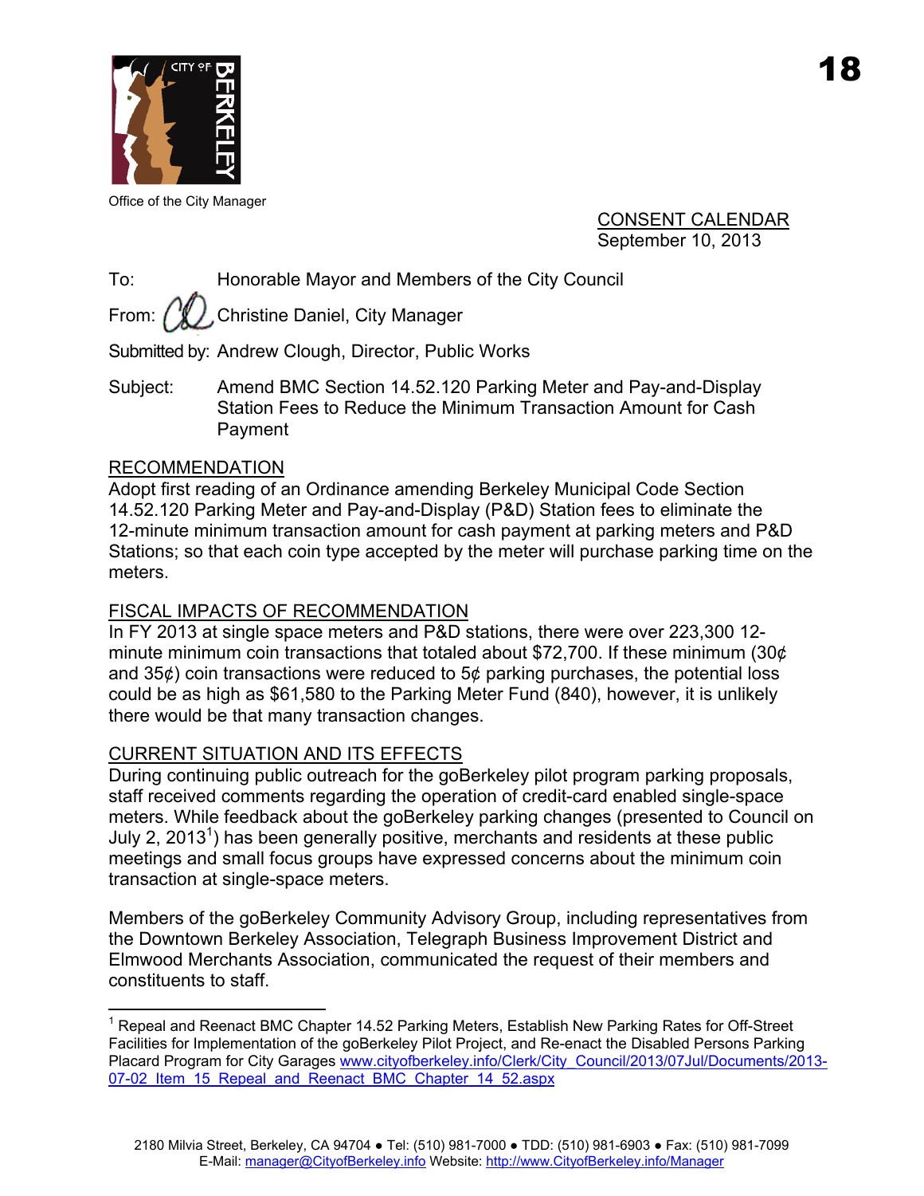18

Office of the City Manager

CONSENT CALENDAR
September 10, 2013

To: Honorable Mayor and Members of the City Council

From: Christine Daniel, City Manager

Submitted by: Andrew Clough, Director, Public Works

Subject: Amend BMC Section 14.52.120 Parking Meter and Pay-and-Display Station Fees to Reduce the Minimum Transaction Amount for Cash Payment

## RECOMMENDATION

Adopt first reading of an Ordinance amending Berkeley Municipal Code Section 14.52.120 Parking Meter and Pay-and-Display (P&D) Station fees to eliminate the 12-minute minimum transaction amount for cash payment at parking meters and P&D Stations; so that each coin type accepted by the meter will purchase parking time on the meters.

## FISCAL IMPACTS OF RECOMMENDATION

In FY 2013 at single space meters and P&D stations, there were over 223,300 12-minute minimum coin transactions that totaled about $72,700. If these minimum (30¢ and 35¢) coin transactions were reduced to 5¢ parking purchases, the potential loss could be as high as $61,580 to the Parking Meter Fund (840), however, it is unlikely there would be that many transaction changes.

## CURRENT SITUATION AND ITS EFFECTS

During continuing public outreach for the goBerkeley pilot program parking proposals, staff received comments regarding the operation of credit-card enabled single-space meters. While feedback about the goBerkeley parking changes (presented to Council on July 2, 2013[1]) has been generally positive, merchants and residents at these public meetings and small focus groups have expressed concerns about the minimum coin transaction at single-space meters.

Members of the goBerkeley Community Advisory Group, including representatives from the Downtown Berkeley Association, Telegraph Business Improvement District and Elmwood Merchants Association, communicated the request of their members and constituents to staff.

---

[1] Repeal and Reenact BMC Chapter 14.52 Parking Meters, Establish New Parking Rates for Off-Street Facilities for Implementation of the goBerkeley Pilot Project, and Re-enact the Disabled Persons Parking Placard Program for City Garages www.cityofberkeley.info/Clerk/City_Council/2013/07Jul/Documents/2013-07-02_Item_15_Repeal_and_Reenact_BMC_Chapter_14_52.aspx

2180 Milvia Street, Berkeley, CA 94704 ● Tel: (510) 981-7000 ● TDD: (510) 981-6903 ● Fax: (510) 981-7099
E-Mail: manager@CityofBerkeley.info Website: http://www.CityofBerkeley.info/Manager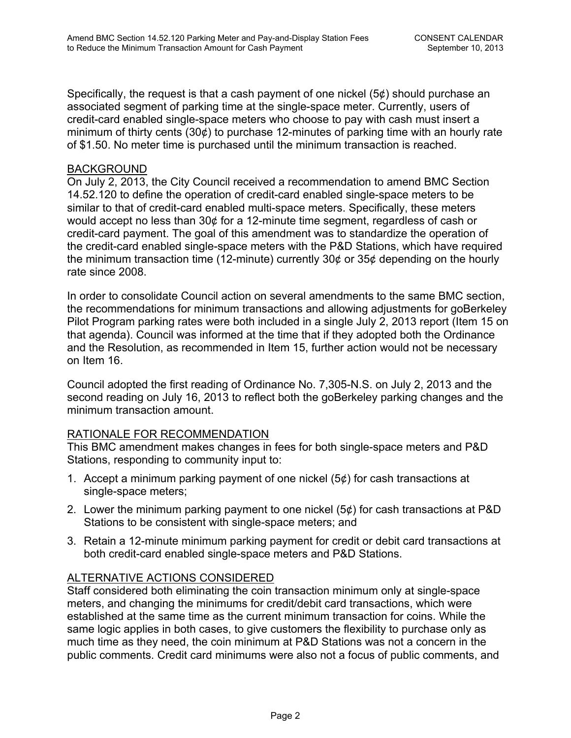Specifically, the request is that a cash payment of one nickel (5¢) should purchase an associated segment of parking time at the single-space meter. Currently, users of credit-card enabled single-space meters who choose to pay with cash must insert a minimum of thirty cents (30¢) to purchase 12-minutes of parking time with an hourly rate of $1.50. No meter time is purchased until the minimum transaction is reached.

## BACKGROUND

On July 2, 2013, the City Council received a recommendation to amend BMC Section 14.52.120 to define the operation of credit-card enabled single-space meters to be similar to that of credit-card enabled multi-space meters. Specifically, these meters would accept no less than 30¢ for a 12-minute time segment, regardless of cash or credit-card payment. The goal of this amendment was to standardize the operation of the credit-card enabled single-space meters with the P&D Stations, which have required the minimum transaction time (12-minute) currently 30¢ or 35¢ depending on the hourly rate since 2008.

In order to consolidate Council action on several amendments to the same BMC section, the recommendations for minimum transactions and allowing adjustments for goBerkeley Pilot Program parking rates were both included in a single July 2, 2013 report (Item 15 on that agenda). Council was informed at the time that if they adopted both the Ordinance and the Resolution, as recommended in Item 15, further action would not be necessary on Item 16.

Council adopted the first reading of Ordinance No. 7,305-N.S. on July 2, 2013 and the second reading on July 16, 2013 to reflect both the goBerkeley parking changes and the minimum transaction amount.

## RATIONALE FOR RECOMMENDATION

This BMC amendment makes changes in fees for both single-space meters and P&D Stations, responding to community input to:

1. Accept a minimum parking payment of one nickel (5¢) for cash transactions at single-space meters;
2. Lower the minimum parking payment to one nickel (5¢) for cash transactions at P&D Stations to be consistent with single-space meters; and
3. Retain a 12-minute minimum parking payment for credit or debit card transactions at both credit-card enabled single-space meters and P&D Stations.

## ALTERNATIVE ACTIONS CONSIDERED

Staff considered both eliminating the coin transaction minimum only at single-space meters, and changing the minimums for credit/debit card transactions, which were established at the same time as the current minimum transaction for coins. While the same logic applies in both cases, to give customers the flexibility to purchase only as much time as they need, the coin minimum at P&D Stations was not a concern in the public comments. Credit card minimums were also not a focus of public comments, and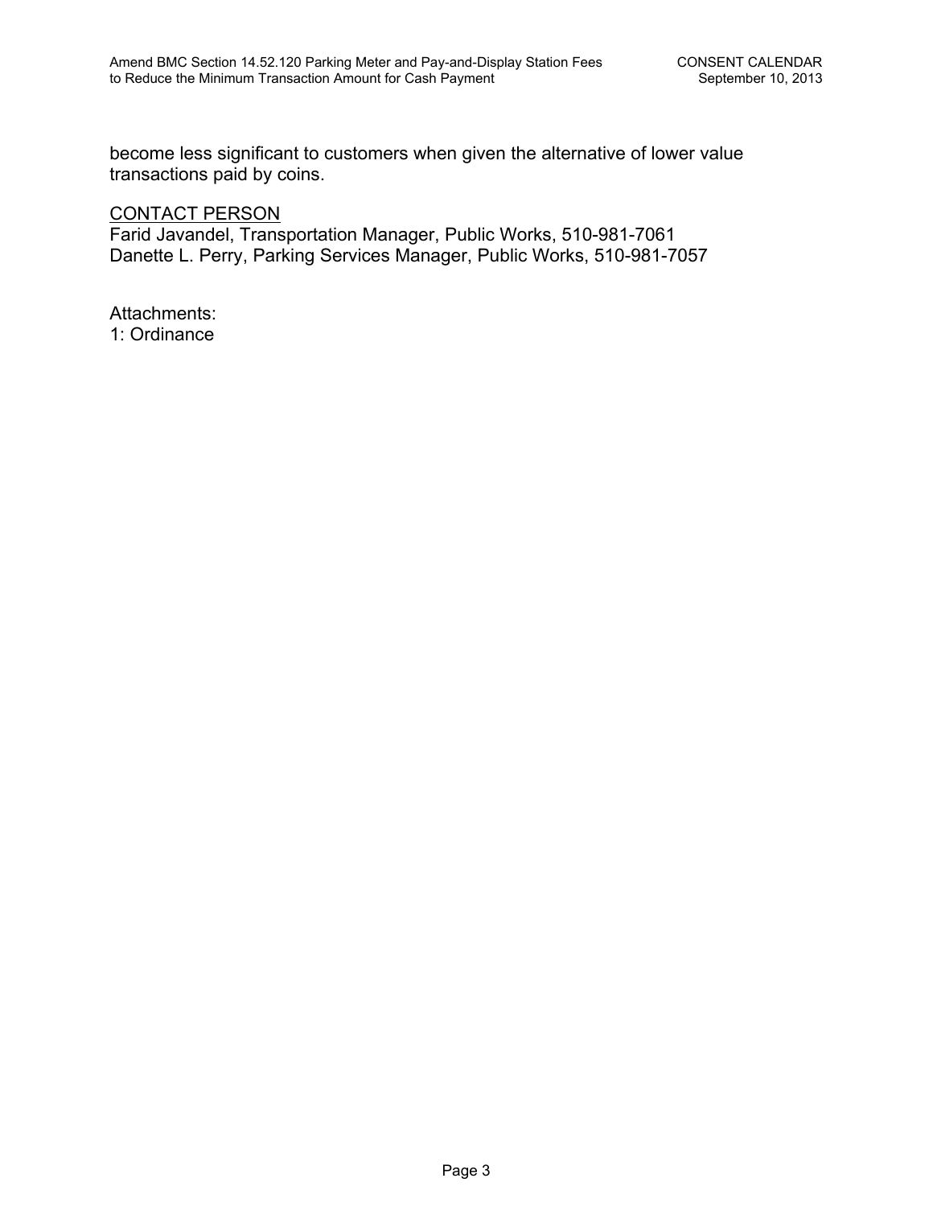become less significant to customers when given the alternative of lower value transactions paid by coins.

<u>CONTACT PERSON</u>
Farid Javandel, Transportation Manager, Public Works, 510-981-7061
Danette L. Perry, Parking Services Manager, Public Works, 510-981-7057

Attachments:
1: Ordinance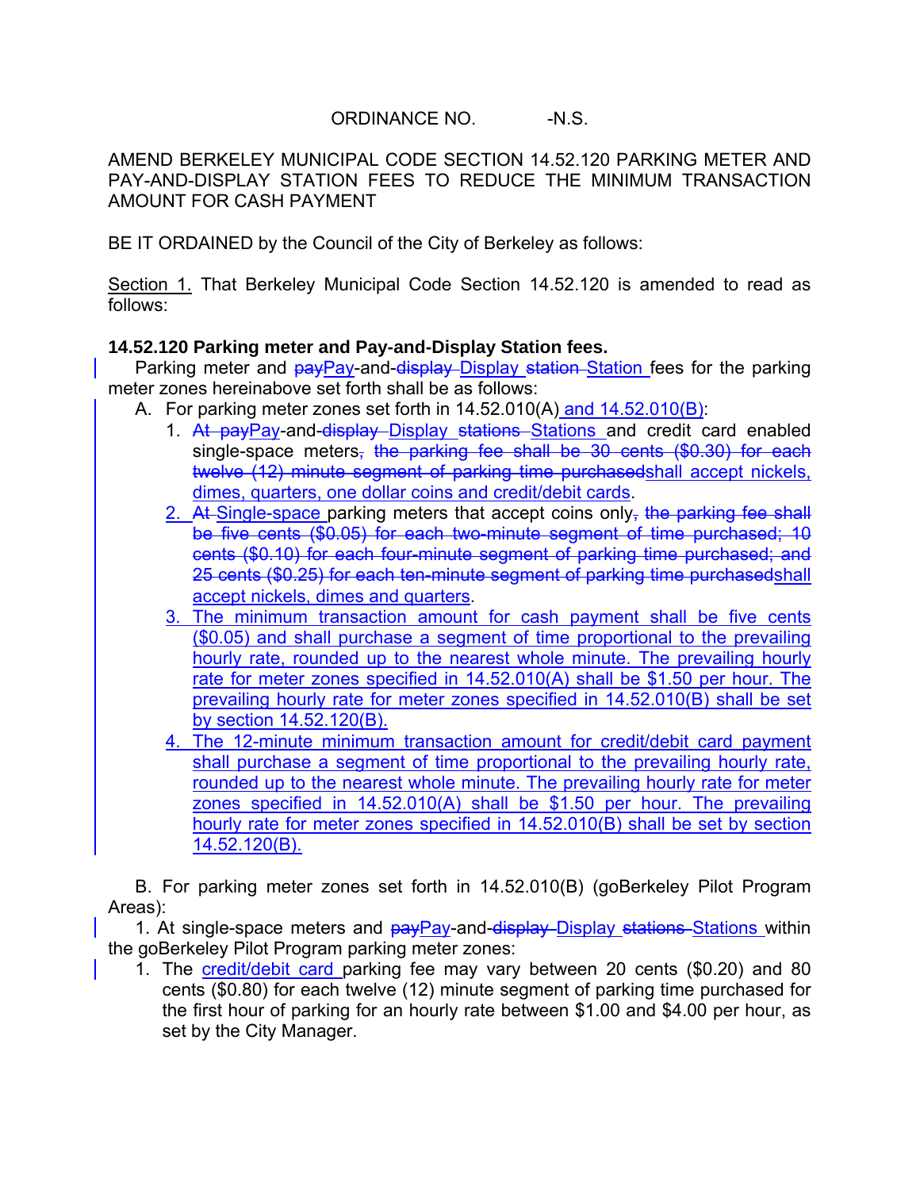ORDINANCE NO. -N.S.

AMEND BERKELEY MUNICIPAL CODE SECTION 14.52.120 PARKING METER AND PAY-AND-DISPLAY STATION FEES TO REDUCE THE MINIMUM TRANSACTION AMOUNT FOR CASH PAYMENT

BE IT ORDAINED by the Council of the City of Berkeley as follows:

Section 1. That Berkeley Municipal Code Section 14.52.120 is amended to read as follows:

**14.52.120 Parking meter and Pay-and-Display Station fees.**

Parking meter and ~~pay~~Pay-and-~~display~~ Display ~~station~~ Station fees for the parking meter zones hereinabove set forth shall be as follows:

A. For parking meter zones set forth in 14.52.010(A) and 14.52.010(B):

1. ~~At pay~~Pay-and-~~display~~ Display ~~stations~~ Stations and credit card enabled single-space meters~~, the parking fee shall be 30 cents ($0.30) for each twelve (12) minute segment of parking time purchased~~shall accept nickels, dimes, quarters, one dollar coins and credit/debit cards.
2. ~~At~~ Single-space parking meters that accept coins only~~, the parking fee shall be five cents ($0.05) for each two-minute segment of time purchased; 10 cents ($0.10) for each four-minute segment of parking time purchased; and 25 cents ($0.25) for each ten-minute segment of parking time purchased~~shall accept nickels, dimes and quarters.
3. The minimum transaction amount for cash payment shall be five cents ($0.05) and shall purchase a segment of time proportional to the prevailing hourly rate, rounded up to the nearest whole minute. The prevailing hourly rate for meter zones specified in 14.52.010(A) shall be $1.50 per hour. The prevailing hourly rate for meter zones specified in 14.52.010(B) shall be set by section 14.52.120(B).
4. The 12-minute minimum transaction amount for credit/debit card payment shall purchase a segment of time proportional to the prevailing hourly rate, rounded up to the nearest whole minute. The prevailing hourly rate for meter zones specified in 14.52.010(A) shall be $1.50 per hour. The prevailing hourly rate for meter zones specified in 14.52.010(B) shall be set by section 14.52.120(B).

B. For parking meter zones set forth in 14.52.010(B) (goBerkeley Pilot Program Areas):

1. At single-space meters and ~~pay~~Pay-and-~~display~~ Display ~~stations~~ Stations within the goBerkeley Pilot Program parking meter zones:

   1. The credit/debit card parking fee may vary between 20 cents ($0.20) and 80 cents ($0.80) for each twelve (12) minute segment of parking time purchased for the first hour of parking for an hourly rate between $1.00 and $4.00 per hour, as set by the City Manager.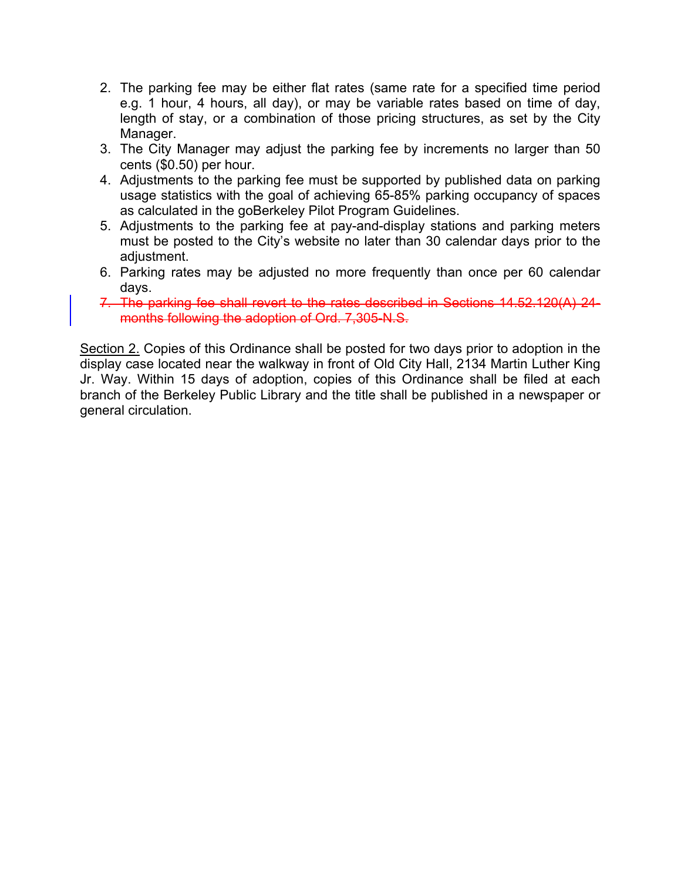2. The parking fee may be either flat rates (same rate for a specified time period e.g. 1 hour, 4 hours, all day), or may be variable rates based on time of day, length of stay, or a combination of those pricing structures, as set by the City Manager.
3. The City Manager may adjust the parking fee by increments no larger than 50 cents ($0.50) per hour.
4. Adjustments to the parking fee must be supported by published data on parking usage statistics with the goal of achieving 65-85% parking occupancy of spaces as calculated in the goBerkeley Pilot Program Guidelines.
5. Adjustments to the parking fee at pay-and-display stations and parking meters must be posted to the City's website no later than 30 calendar days prior to the adjustment.
6. Parking rates may be adjusted no more frequently than once per 60 calendar days.
7. ~~The parking fee shall revert to the rates described in Sections 14.52.120(A) 24-months following the adoption of Ord. 7,305-N.S.~~

Section 2. Copies of this Ordinance shall be posted for two days prior to adoption in the display case located near the walkway in front of Old City Hall, 2134 Martin Luther King Jr. Way. Within 15 days of adoption, copies of this Ordinance shall be filed at each branch of the Berkeley Public Library and the title shall be published in a newspaper or general circulation.